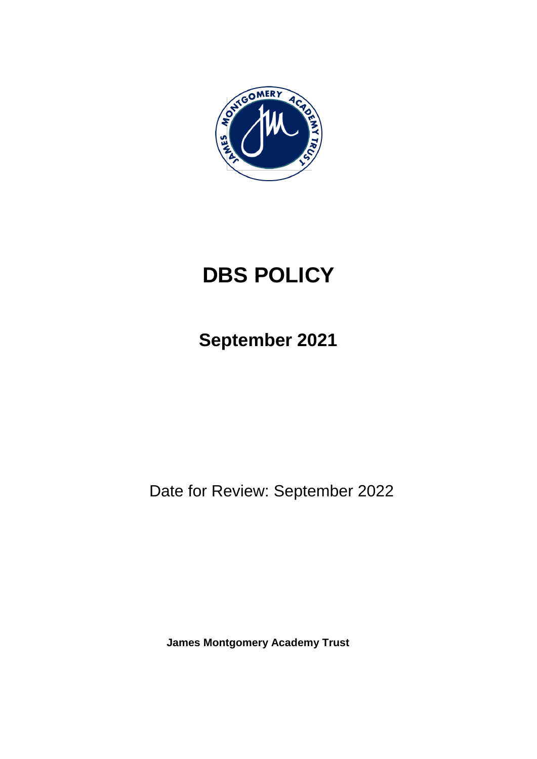# DBS POLICY

## September 2021

Date for Review: September 2022

**James Montgomery Academy Trust**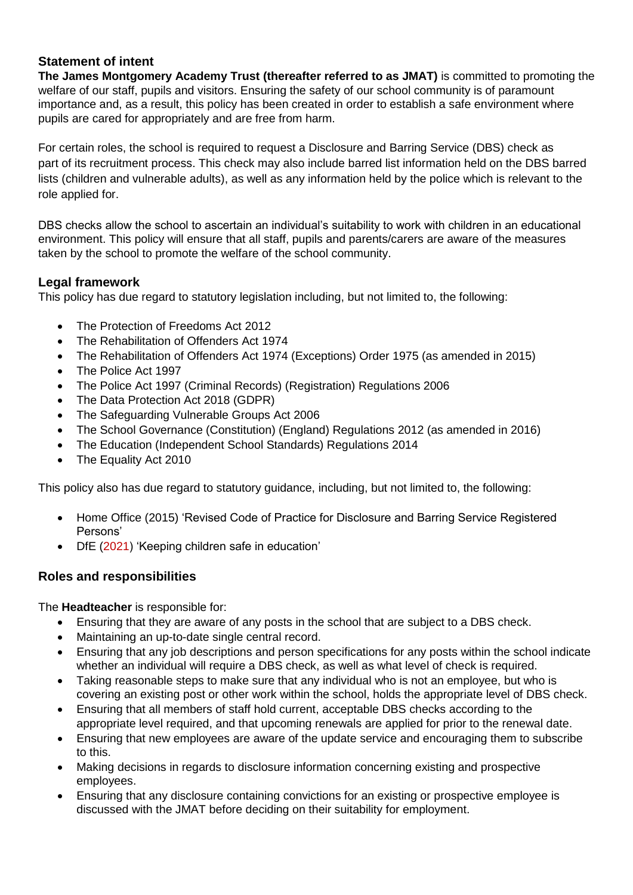## Statement of intent

**The James Montgomery Academy Trust (thereafter referred to as JMAT)** is committed to promoting the welfare of our staff, pupils and visitors. Ensuring the safety of our school community is of paramount importance and, as a result, this policy has been created in order to establish a safe environment where pupils are cared for appropriately and are free from harm.

For certain roles, the school is required to request a Disclosure and Barring Service (DBS) check as part of its recruitment process. This check may also include barred list information held on the DBS barred lists (children and vulnerable adults), as well as any information held by the police which is relevant to the role applied for.

DBS checks allow the school to ascertain an individual's suitability to work with children in an educational environment. This policy will ensure that all staff, pupils and parents/carers are aware of the measures taken by the school to promote the welfare of the school community.

## Legal framework

This policy has due regard to statutory legislation including, but not limited to, the following:

- The Protection of Freedoms Act 2012
- The Rehabilitation of Offenders Act 1974
- The Rehabilitation of Offenders Act 1974 (Exceptions) Order 1975 (as amended in 2015)
- The Police Act 1997
- The Police Act 1997 (Criminal Records) (Registration) Regulations 2006
- The Data Protection Act 2018 (GDPR)
- The Safeguarding Vulnerable Groups Act 2006
- The School Governance (Constitution) (England) Regulations 2012 (as amended in 2016)
- The Education (Independent School Standards) Regulations 2014
- The Equality Act 2010

This policy also has due regard to statutory guidance, including, but not limited to, the following:

- Home Office (2015) 'Revised Code of Practice for Disclosure and Barring Service Registered Persons'
- DfE (2021) 'Keeping children safe in education'

## Roles and responsibilities

The **Headteacher** is responsible for:

- Ensuring that they are aware of any posts in the school that are subject to a DBS check.
- Maintaining an up-to-date single central record.
- Ensuring that any job descriptions and person specifications for any posts within the school indicate whether an individual will require a DBS check, as well as what level of check is required.
- Taking reasonable steps to make sure that any individual who is not an employee, but who is covering an existing post or other work within the school, holds the appropriate level of DBS check.
- Ensuring that all members of staff hold current, acceptable DBS checks according to the appropriate level required, and that upcoming renewals are applied for prior to the renewal date.
- Ensuring that new employees are aware of the update service and encouraging them to subscribe to this.
- Making decisions in regards to disclosure information concerning existing and prospective employees.
- Ensuring that any disclosure containing convictions for an existing or prospective employee is discussed with the JMAT before deciding on their suitability for employment.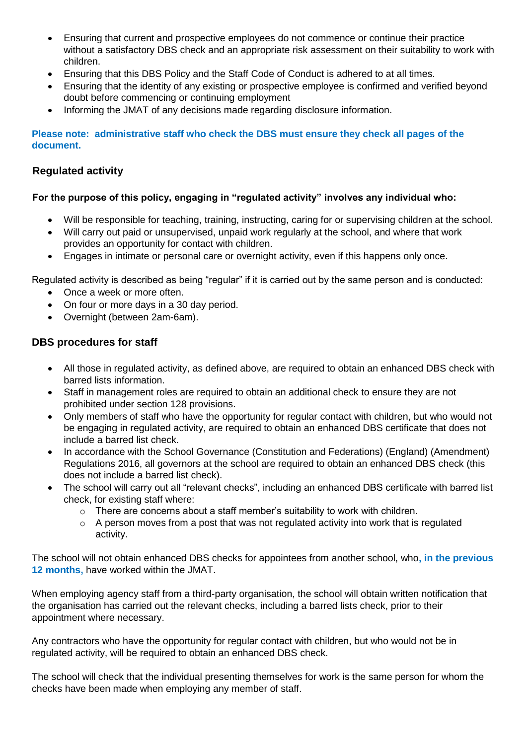- Ensuring that current and prospective employees do not commence or continue their practice without a satisfactory DBS check and an appropriate risk assessment on their suitability to work with children.
- Ensuring that this DBS Policy and the Staff Code of Conduct is adhered to at all times.
- Ensuring that the identity of any existing or prospective employee is confirmed and verified beyond doubt before commencing or continuing employment
- Informing the JMAT of any decisions made regarding disclosure information.

**Please note: administrative staff who check the DBS must ensure they check all pages of the document.**

## Regulated activity

**For the purpose of this policy, engaging in "regulated activity" involves any individual who:**

- Will be responsible for teaching, training, instructing, caring for or supervising children at the school.
- Will carry out paid or unsupervised, unpaid work regularly at the school, and where that work provides an opportunity for contact with children.
- Engages in intimate or personal care or overnight activity, even if this happens only once.

Regulated activity is described as being "regular" if it is carried out by the same person and is conducted:

- Once a week or more often.
- On four or more days in a 30 day period.
- Overnight (between 2am-6am).

## DBS procedures for staff

- All those in regulated activity, as defined above, are required to obtain an enhanced DBS check with barred lists information.
- Staff in management roles are required to obtain an additional check to ensure they are not prohibited under section 128 provisions.
- Only members of staff who have the opportunity for regular contact with children, but who would not be engaging in regulated activity, are required to obtain an enhanced DBS certificate that does not include a barred list check.
- In accordance with the School Governance (Constitution and Federations) (England) (Amendment) Regulations 2016, all governors at the school are required to obtain an enhanced DBS check (this does not include a barred list check).
- The school will carry out all "relevant checks", including an enhanced DBS certificate with barred list check, for existing staff where:
  - There are concerns about a staff member's suitability to work with children.
  - A person moves from a post that was not regulated activity into work that is regulated activity.

The school will not obtain enhanced DBS checks for appointees from another school, who**, in the previous 12 months,** have worked within the JMAT.

When employing agency staff from a third-party organisation, the school will obtain written notification that the organisation has carried out the relevant checks, including a barred lists check, prior to their appointment where necessary.

Any contractors who have the opportunity for regular contact with children, but who would not be in regulated activity, will be required to obtain an enhanced DBS check.

The school will check that the individual presenting themselves for work is the same person for whom the checks have been made when employing any member of staff.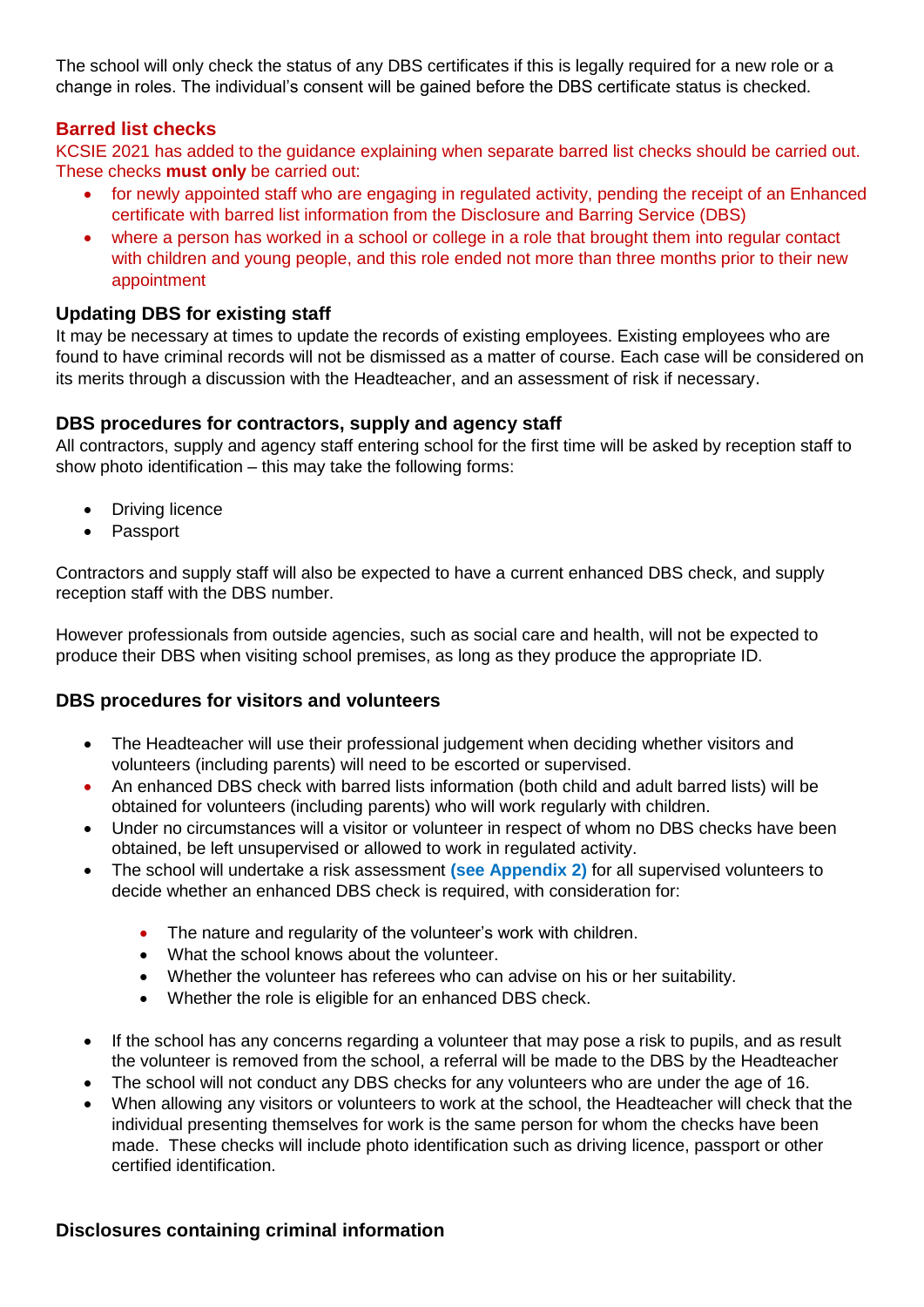The school will only check the status of any DBS certificates if this is legally required for a new role or a change in roles. The individual's consent will be gained before the DBS certificate status is checked.

### Barred list checks

KCSIE 2021 has added to the guidance explaining when separate barred list checks should be carried out. These checks **must only** be carried out:

- for newly appointed staff who are engaging in regulated activity, pending the receipt of an Enhanced certificate with barred list information from the Disclosure and Barring Service (DBS)
- where a person has worked in a school or college in a role that brought them into regular contact with children and young people, and this role ended not more than three months prior to their new appointment

### Updating DBS for existing staff

It may be necessary at times to update the records of existing employees. Existing employees who are found to have criminal records will not be dismissed as a matter of course. Each case will be considered on its merits through a discussion with the Headteacher, and an assessment of risk if necessary.

### DBS procedures for contractors, supply and agency staff

All contractors, supply and agency staff entering school for the first time will be asked by reception staff to show photo identification – this may take the following forms:

- Driving licence
- Passport

Contractors and supply staff will also be expected to have a current enhanced DBS check, and supply reception staff with the DBS number.

However professionals from outside agencies, such as social care and health, will not be expected to produce their DBS when visiting school premises, as long as they produce the appropriate ID.

### DBS procedures for visitors and volunteers

- The Headteacher will use their professional judgement when deciding whether visitors and volunteers (including parents) will need to be escorted or supervised.
- An enhanced DBS check with barred lists information (both child and adult barred lists) will be obtained for volunteers (including parents) who will work regularly with children.
- Under no circumstances will a visitor or volunteer in respect of whom no DBS checks have been obtained, be left unsupervised or allowed to work in regulated activity.
- The school will undertake a risk assessment **(see Appendix 2)** for all supervised volunteers to decide whether an enhanced DBS check is required, with consideration for:
  - The nature and regularity of the volunteer's work with children.
  - What the school knows about the volunteer.
  - Whether the volunteer has referees who can advise on his or her suitability.
  - Whether the role is eligible for an enhanced DBS check.
- If the school has any concerns regarding a volunteer that may pose a risk to pupils, and as result the volunteer is removed from the school, a referral will be made to the DBS by the Headteacher
- The school will not conduct any DBS checks for any volunteers who are under the age of 16.
- When allowing any visitors or volunteers to work at the school, the Headteacher will check that the individual presenting themselves for work is the same person for whom the checks have been made. These checks will include photo identification such as driving licence, passport or other certified identification.

### Disclosures containing criminal information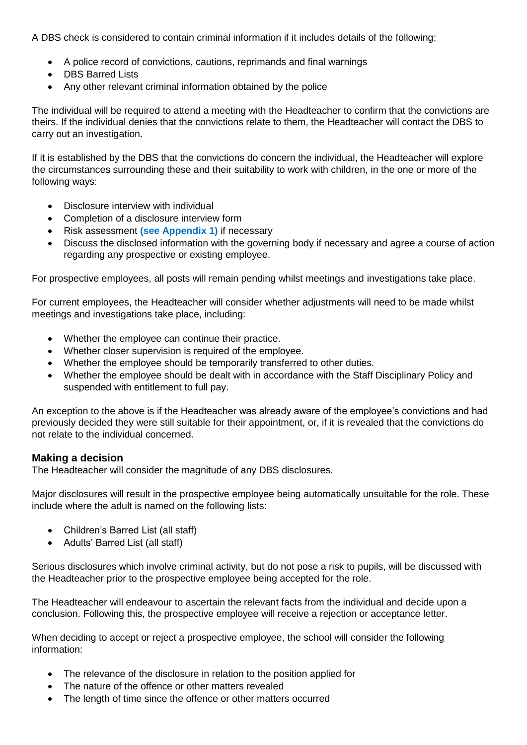A DBS check is considered to contain criminal information if it includes details of the following:

- A police record of convictions, cautions, reprimands and final warnings
- DBS Barred Lists
- Any other relevant criminal information obtained by the police

The individual will be required to attend a meeting with the Headteacher to confirm that the convictions are theirs. If the individual denies that the convictions relate to them, the Headteacher will contact the DBS to carry out an investigation.

If it is established by the DBS that the convictions do concern the individual, the Headteacher will explore the circumstances surrounding these and their suitability to work with children, in the one or more of the following ways:

- Disclosure interview with individual
- Completion of a disclosure interview form
- Risk assessment **(see Appendix 1)** if necessary
- Discuss the disclosed information with the governing body if necessary and agree a course of action regarding any prospective or existing employee.

For prospective employees, all posts will remain pending whilst meetings and investigations take place.

For current employees, the Headteacher will consider whether adjustments will need to be made whilst meetings and investigations take place, including:

- Whether the employee can continue their practice.
- Whether closer supervision is required of the employee.
- Whether the employee should be temporarily transferred to other duties.
- Whether the employee should be dealt with in accordance with the Staff Disciplinary Policy and suspended with entitlement to full pay.

An exception to the above is if the Headteacher was already aware of the employee's convictions and had previously decided they were still suitable for their appointment, or, if it is revealed that the convictions do not relate to the individual concerned.

### Making a decision

The Headteacher will consider the magnitude of any DBS disclosures.

Major disclosures will result in the prospective employee being automatically unsuitable for the role. These include where the adult is named on the following lists:

- Children's Barred List (all staff)
- Adults' Barred List (all staff)

Serious disclosures which involve criminal activity, but do not pose a risk to pupils, will be discussed with the Headteacher prior to the prospective employee being accepted for the role.

The Headteacher will endeavour to ascertain the relevant facts from the individual and decide upon a conclusion. Following this, the prospective employee will receive a rejection or acceptance letter.

When deciding to accept or reject a prospective employee, the school will consider the following information:

- The relevance of the disclosure in relation to the position applied for
- The nature of the offence or other matters revealed
- The length of time since the offence or other matters occurred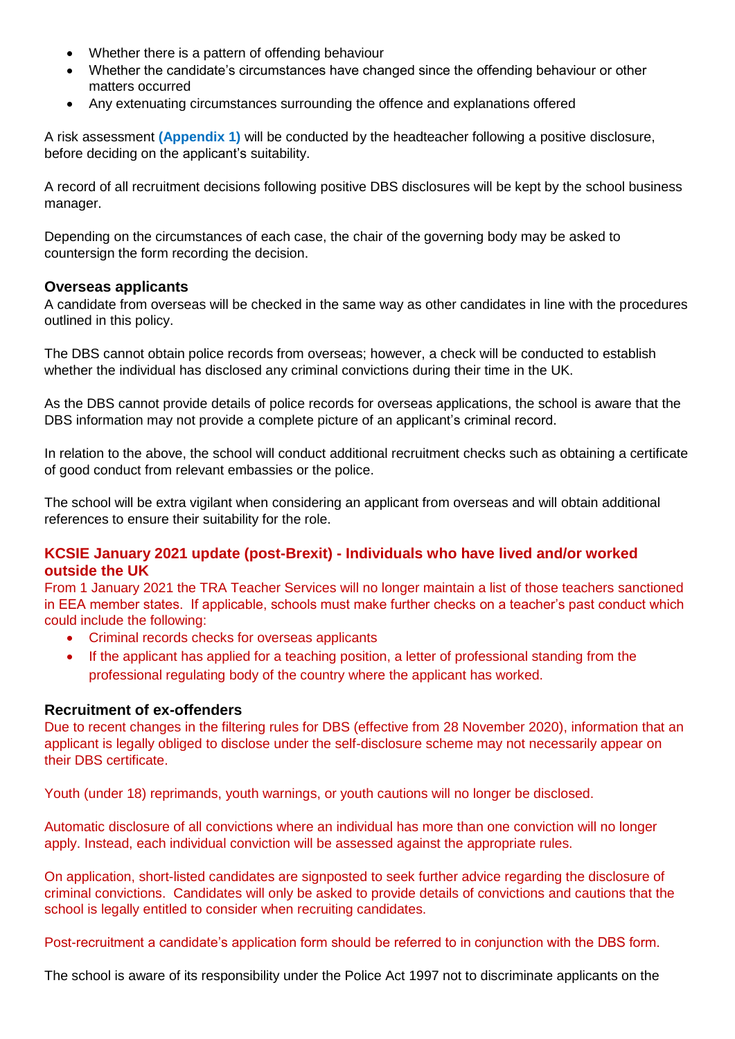- Whether there is a pattern of offending behaviour
- Whether the candidate's circumstances have changed since the offending behaviour or other matters occurred
- Any extenuating circumstances surrounding the offence and explanations offered

A risk assessment **(Appendix 1)** will be conducted by the headteacher following a positive disclosure, before deciding on the applicant's suitability.

A record of all recruitment decisions following positive DBS disclosures will be kept by the school business manager.

Depending on the circumstances of each case, the chair of the governing body may be asked to countersign the form recording the decision.

### Overseas applicants

A candidate from overseas will be checked in the same way as other candidates in line with the procedures outlined in this policy.

The DBS cannot obtain police records from overseas; however, a check will be conducted to establish whether the individual has disclosed any criminal convictions during their time in the UK.

As the DBS cannot provide details of police records for overseas applications, the school is aware that the DBS information may not provide a complete picture of an applicant's criminal record.

In relation to the above, the school will conduct additional recruitment checks such as obtaining a certificate of good conduct from relevant embassies or the police.

The school will be extra vigilant when considering an applicant from overseas and will obtain additional references to ensure their suitability for the role.

### KCSIE January 2021 update (post-Brexit) - Individuals who have lived and/or worked outside the UK

From 1 January 2021 the TRA Teacher Services will no longer maintain a list of those teachers sanctioned in EEA member states. If applicable, schools must make further checks on a teacher's past conduct which could include the following:

- Criminal records checks for overseas applicants
- If the applicant has applied for a teaching position, a letter of professional standing from the professional regulating body of the country where the applicant has worked.

### Recruitment of ex-offenders

Due to recent changes in the filtering rules for DBS (effective from 28 November 2020), information that an applicant is legally obliged to disclose under the self-disclosure scheme may not necessarily appear on their DBS certificate.

Youth (under 18) reprimands, youth warnings, or youth cautions will no longer be disclosed.

Automatic disclosure of all convictions where an individual has more than one conviction will no longer apply. Instead, each individual conviction will be assessed against the appropriate rules.

On application, short-listed candidates are signposted to seek further advice regarding the disclosure of criminal convictions. Candidates will only be asked to provide details of convictions and cautions that the school is legally entitled to consider when recruiting candidates.

Post-recruitment a candidate's application form should be referred to in conjunction with the DBS form.

The school is aware of its responsibility under the Police Act 1997 not to discriminate applicants on the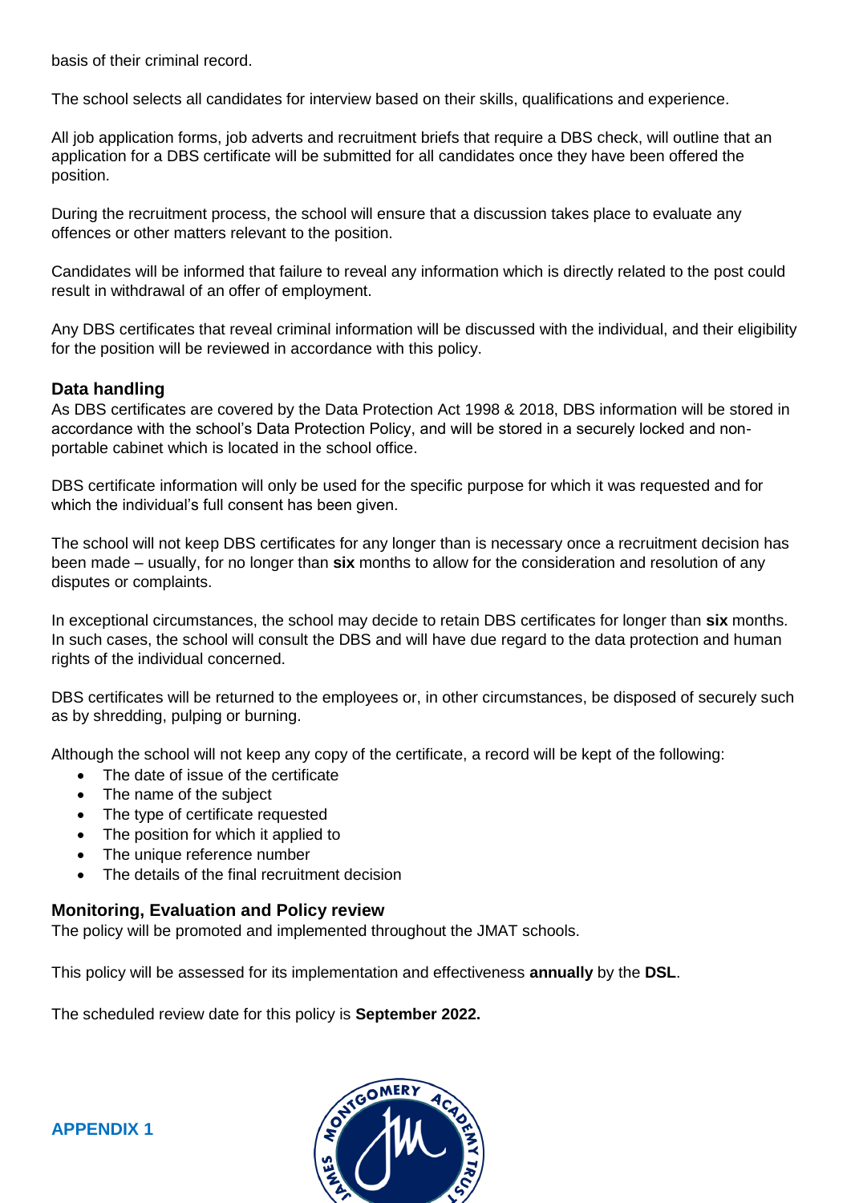basis of their criminal record.

The school selects all candidates for interview based on their skills, qualifications and experience.

All job application forms, job adverts and recruitment briefs that require a DBS check, will outline that an application for a DBS certificate will be submitted for all candidates once they have been offered the position.

During the recruitment process, the school will ensure that a discussion takes place to evaluate any offences or other matters relevant to the position.

Candidates will be informed that failure to reveal any information which is directly related to the post could result in withdrawal of an offer of employment.

Any DBS certificates that reveal criminal information will be discussed with the individual, and their eligibility for the position will be reviewed in accordance with this policy.

### Data handling

As DBS certificates are covered by the Data Protection Act 1998 & 2018, DBS information will be stored in accordance with the school's Data Protection Policy, and will be stored in a securely locked and non-portable cabinet which is located in the school office.

DBS certificate information will only be used for the specific purpose for which it was requested and for which the individual's full consent has been given.

The school will not keep DBS certificates for any longer than is necessary once a recruitment decision has been made – usually, for no longer than **six** months to allow for the consideration and resolution of any disputes or complaints.

In exceptional circumstances, the school may decide to retain DBS certificates for longer than **six** months. In such cases, the school will consult the DBS and will have due regard to the data protection and human rights of the individual concerned.

DBS certificates will be returned to the employees or, in other circumstances, be disposed of securely such as by shredding, pulping or burning.

Although the school will not keep any copy of the certificate, a record will be kept of the following:

- The date of issue of the certificate
- The name of the subject
- The type of certificate requested
- The position for which it applied to
- The unique reference number
- The details of the final recruitment decision

### Monitoring, Evaluation and Policy review

The policy will be promoted and implemented throughout the JMAT schools.

This policy will be assessed for its implementation and effectiveness **annually** by the **DSL**.

The scheduled review date for this policy is **September 2022.**

## APPENDIX 1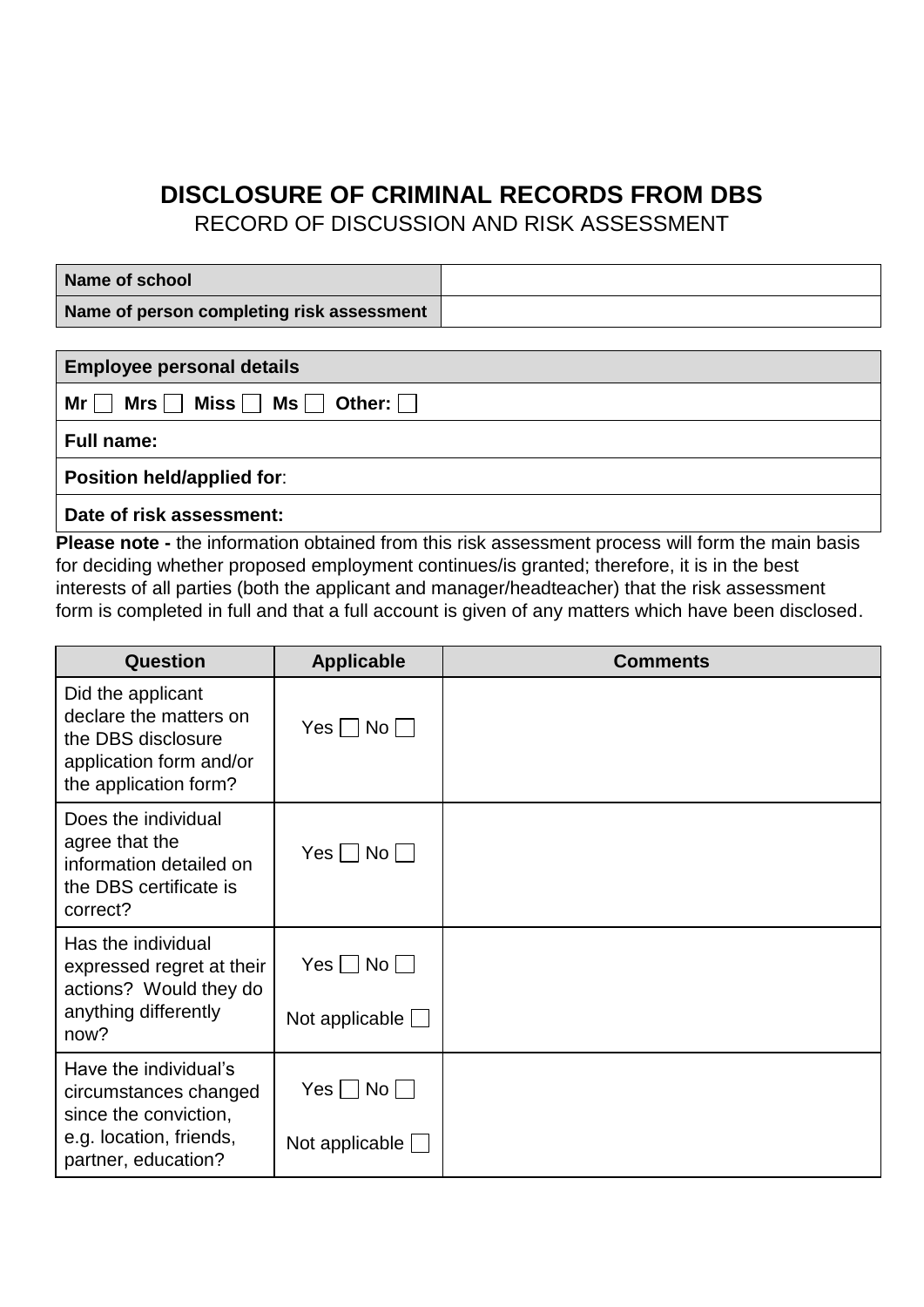# DISCLOSURE OF CRIMINAL RECORDS FROM DBS

RECORD OF DISCUSSION AND RISK ASSESSMENT

| **Name of school** | |
|---|---|
| **Name of person completing risk assessment** | |

| **Employee personal details** |
|---|
| **Mr** ☐ **Mrs** ☐ **Miss** ☐ **Ms** ☐ **Other:** ☐ |
| **Full name:** |
| **Position held/applied for**: |
| **Date of risk assessment:** |

**Please note -** the information obtained from this risk assessment process will form the main basis for deciding whether proposed employment continues/is granted; therefore, it is in the best interests of all parties (both the applicant and manager/headteacher) that the risk assessment form is completed in full and that a full account is given of any matters which have been disclosed.

| Question | Applicable | Comments |
|---|---|---|
| Did the applicant declare the matters on the DBS disclosure application form and/or the application form? | Yes ☐ No ☐ | |
| Does the individual agree that the information detailed on the DBS certificate is correct? | Yes ☐ No ☐ | |
| Has the individual expressed regret at their actions? Would they do anything differently now? | Yes ☐ No ☐<br>Not applicable ☐ | |
| Have the individual's circumstances changed since the conviction, e.g. location, friends, partner, education? | Yes ☐ No ☐<br>Not applicable ☐ | |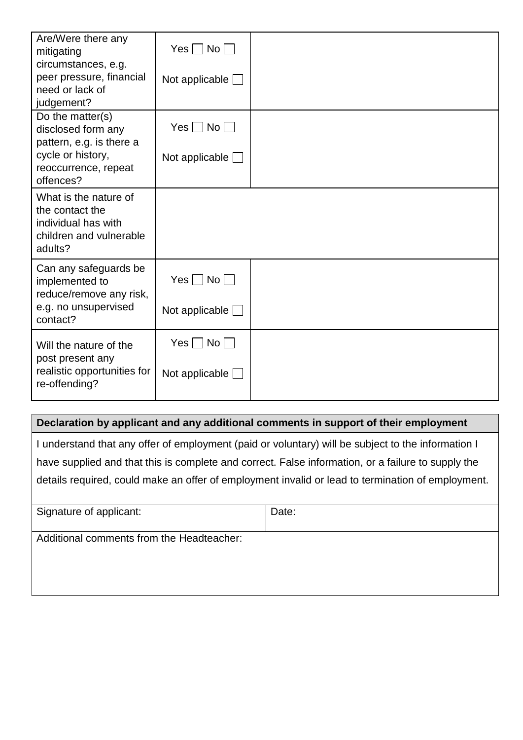| | | |
|---|---|---|
| Are/Were there any mitigating circumstances, e.g. peer pressure, financial need or lack of judgement? | Yes ☐ No ☐<br><br>Not applicable ☐ | |
| Do the matter(s) disclosed form any pattern, e.g. is there a cycle or history, reoccurrence, repeat offences? | Yes ☐ No ☐<br><br>Not applicable ☐ | |
| What is the nature of the contact the individual has with children and vulnerable adults? | | |
| Can any safeguards be implemented to reduce/remove any risk, e.g. no unsupervised contact? | Yes ☐ No ☐<br><br>Not applicable ☐ | |
| Will the nature of the post present any realistic opportunities for re-offending? | Yes ☐ No ☐<br><br>Not applicable ☐ | |

| **Declaration by applicant and any additional comments in support of their employment** | |
|---|---|
| I understand that any offer of employment (paid or voluntary) will be subject to the information I have supplied and that this is complete and correct. False information, or a failure to supply the details required, could make an offer of employment invalid or lead to termination of employment. | |
| Signature of applicant: | Date: |
| Additional comments from the Headteacher: | |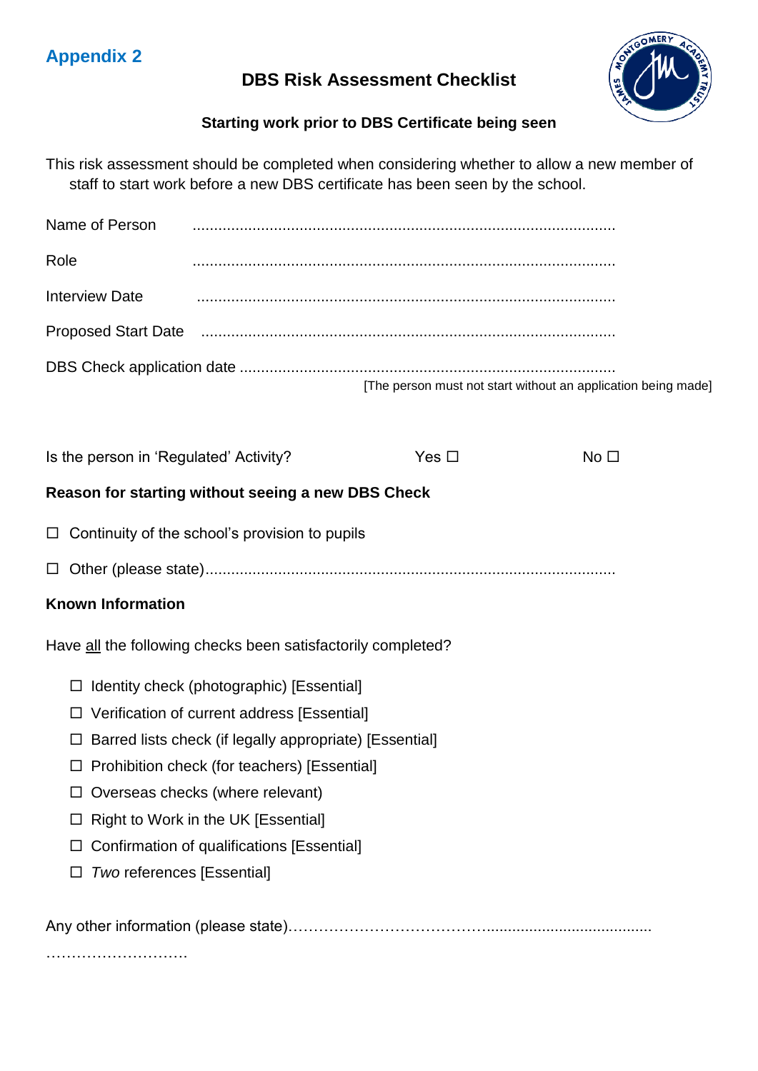## Appendix 2

# DBS Risk Assessment Checklist

### Starting work prior to DBS Certificate being seen

This risk assessment should be completed when considering whether to allow a new member of staff to start work before a new DBS certificate has been seen by the school.

Name of Person ..................................................................................................

Role ..................................................................................................

Interview Date ..................................................................................................

Proposed Start Date ..................................................................................................

DBS Check application date ......................................................................................

[The person must not start without an application being made]

Is the person in 'Regulated' Activity? Yes ☐ No ☐

**Reason for starting without seeing a new DBS Check**

☐ Continuity of the school's provision to pupils

☐ Other (please state)..............................................................................................

**Known Information**

Have <u>all</u> the following checks been satisfactorily completed?

- ☐ Identity check (photographic) [Essential]
- ☐ Verification of current address [Essential]
- ☐ Barred lists check (if legally appropriate) [Essential]
- ☐ Prohibition check (for teachers) [Essential]
- ☐ Overseas checks (where relevant)
- ☐ Right to Work in the UK [Essential]
- ☐ Confirmation of qualifications [Essential]
- ☐ *Two* references [Essential]

Any other information (please state)…………………………………......................................

……………………….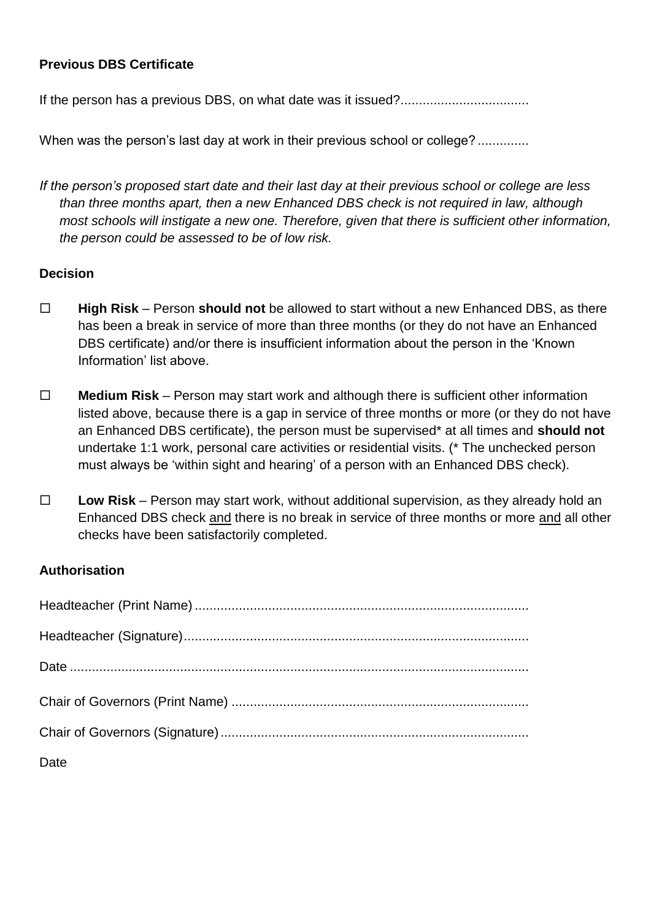**Previous DBS Certificate**

If the person has a previous DBS, on what date was it issued?..................................

When was the person's last day at work in their previous school or college? ..............

*If the person's proposed start date and their last day at their previous school or college are less than three months apart, then a new Enhanced DBS check is not required in law, although most schools will instigate a new one. Therefore, given that there is sufficient other information, the person could be assessed to be of low risk.*

**Decision**

☐ **High Risk** – Person **should not** be allowed to start without a new Enhanced DBS, as there has been a break in service of more than three months (or they do not have an Enhanced DBS certificate) and/or there is insufficient information about the person in the 'Known Information' list above.

☐ **Medium Risk** – Person may start work and although there is sufficient other information listed above, because there is a gap in service of three months or more (or they do not have an Enhanced DBS certificate), the person must be supervised* at all times and **should not** undertake 1:1 work, personal care activities or residential visits. (* The unchecked person must always be 'within sight and hearing' of a person with an Enhanced DBS check).

☐ **Low Risk** – Person may start work, without additional supervision, as they already hold an Enhanced DBS check <u>and</u> there is no break in service of three months or more <u>and</u> all other checks have been satisfactorily completed.

**Authorisation**

Headteacher (Print Name) ..........................................................................................

Headteacher (Signature).............................................................................................

Date ............................................................................................................................

Chair of Governors (Print Name) ................................................................................

Chair of Governors (Signature)...................................................................................

Date